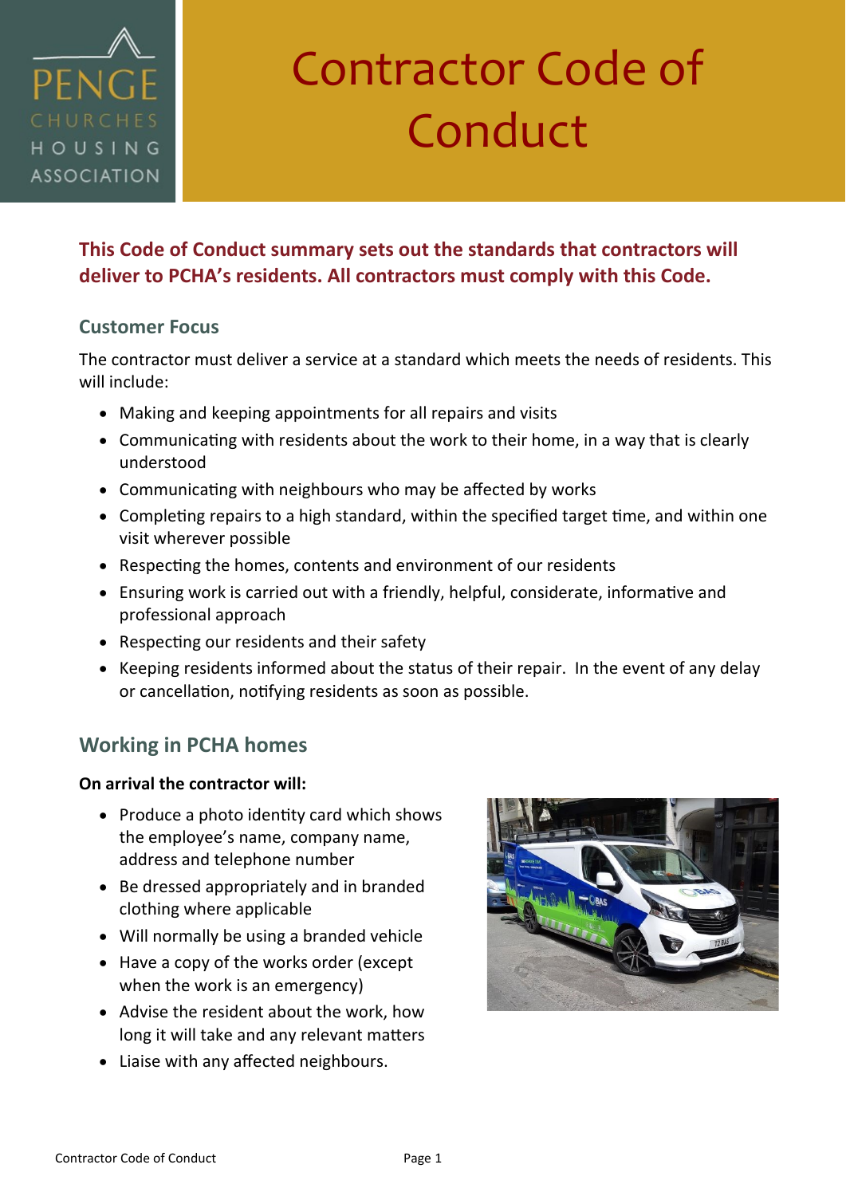PENGE CHURCHES HOUSING ASSOCIATION

# Contractor Code of Conduct

**This Code of Conduct summary sets out the standards that contractors will deliver to PCHA's residents. All contractors must comply with this Code.**

### Customer Focus

The contractor must deliver a service at a standard which meets the needs of residents. This will include:

- Making and keeping appointments for all repairs and visits
- Communicating with residents about the work to their home, in a way that is clearly understood
- Communicating with neighbours who may be affected by works
- Completing repairs to a high standard, within the specified target time, and within one visit wherever possible
- Respecting the homes, contents and environment of our residents
- Ensuring work is carried out with a friendly, helpful, considerate, informative and professional approach
- Respecting our residents and their safety
- Keeping residents informed about the status of their repair. In the event of any delay or cancellation, notifying residents as soon as possible.

## Working in PCHA homes

**On arrival the contractor will:**

- Produce a photo identity card which shows the employee's name, company name, address and telephone number
- Be dressed appropriately and in branded clothing where applicable
- Will normally be using a branded vehicle
- Have a copy of the works order (except when the work is an emergency)
- Advise the resident about the work, how long it will take and any relevant matters
- Liaise with any affected neighbours.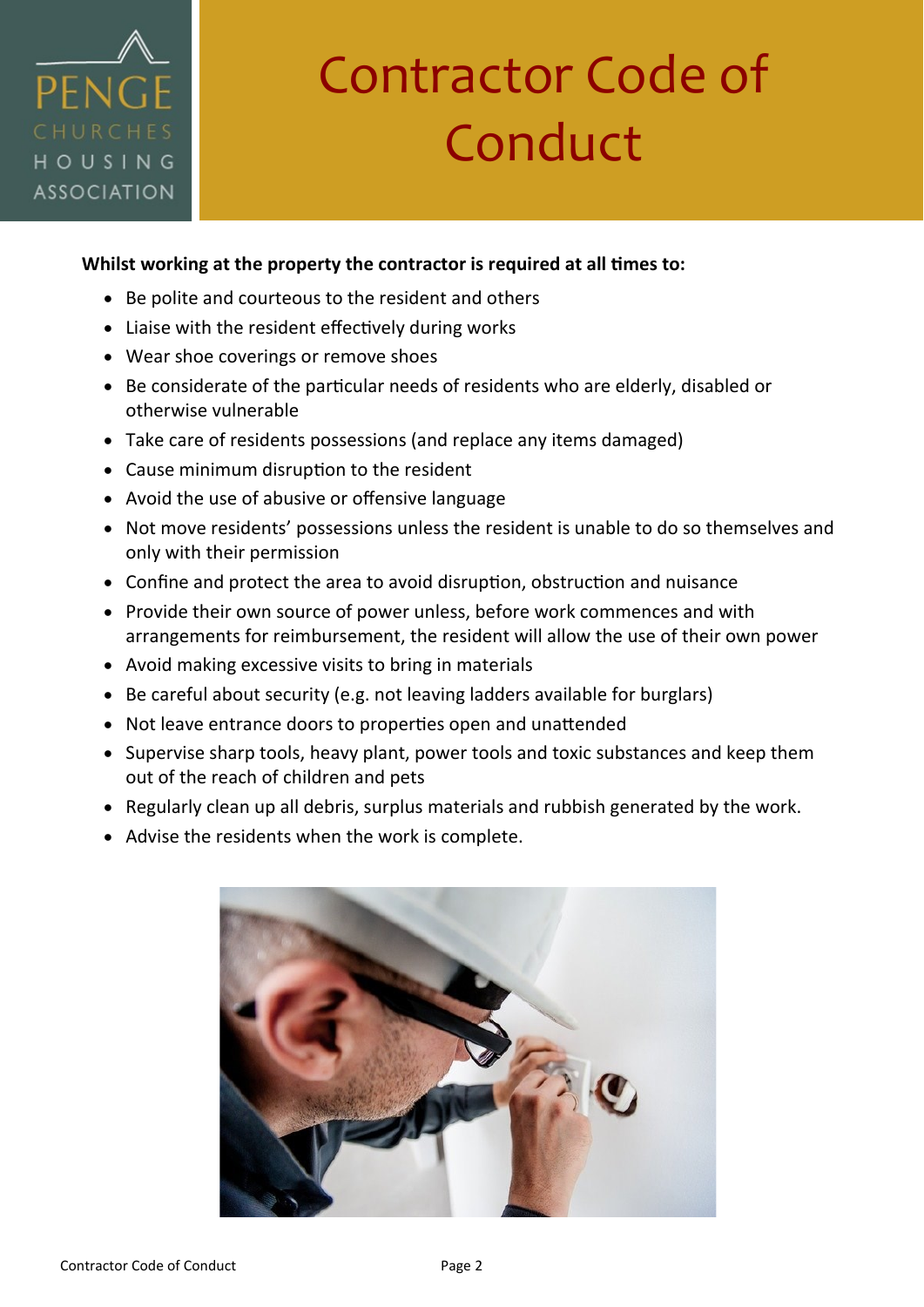# Contractor Code of Conduct

**Whilst working at the property the contractor is required at all times to:**

- Be polite and courteous to the resident and others
- Liaise with the resident effectively during works
- Wear shoe coverings or remove shoes
- Be considerate of the particular needs of residents who are elderly, disabled or otherwise vulnerable
- Take care of residents possessions (and replace any items damaged)
- Cause minimum disruption to the resident
- Avoid the use of abusive or offensive language
- Not move residents' possessions unless the resident is unable to do so themselves and only with their permission
- Confine and protect the area to avoid disruption, obstruction and nuisance
- Provide their own source of power unless, before work commences and with arrangements for reimbursement, the resident will allow the use of their own power
- Avoid making excessive visits to bring in materials
- Be careful about security (e.g. not leaving ladders available for burglars)
- Not leave entrance doors to properties open and unattended
- Supervise sharp tools, heavy plant, power tools and toxic substances and keep them out of the reach of children and pets
- Regularly clean up all debris, surplus materials and rubbish generated by the work.
- Advise the residents when the work is complete.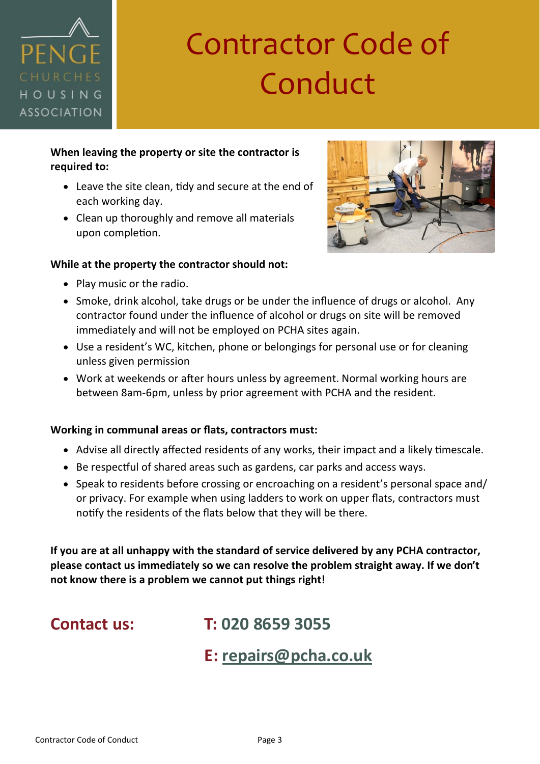PENGE CHURCHES HOUSING ASSOCIATION

# Contractor Code of Conduct

**When leaving the property or site the contractor is required to:**

- Leave the site clean, tidy and secure at the end of each working day.
- Clean up thoroughly and remove all materials upon completion.

**While at the property the contractor should not:**

- Play music or the radio.
- Smoke, drink alcohol, take drugs or be under the influence of drugs or alcohol. Any contractor found under the influence of alcohol or drugs on site will be removed immediately and will not be employed on PCHA sites again.
- Use a resident's WC, kitchen, phone or belongings for personal use or for cleaning unless given permission
- Work at weekends or after hours unless by agreement. Normal working hours are between 8am-6pm, unless by prior agreement with PCHA and the resident.

**Working in communal areas or flats, contractors must:**

- Advise all directly affected residents of any works, their impact and a likely timescale.
- Be respectful of shared areas such as gardens, car parks and access ways.
- Speak to residents before crossing or encroaching on a resident's personal space and/ or privacy. For example when using ladders to work on upper flats, contractors must notify the residents of the flats below that they will be there.

**If you are at all unhappy with the standard of service delivered by any PCHA contractor, please contact us immediately so we can resolve the problem straight away. If we don't not know there is a problem we cannot put things right!**

## Contact us:

**T: 020 8659 3055**

**E: repairs@pcha.co.uk**